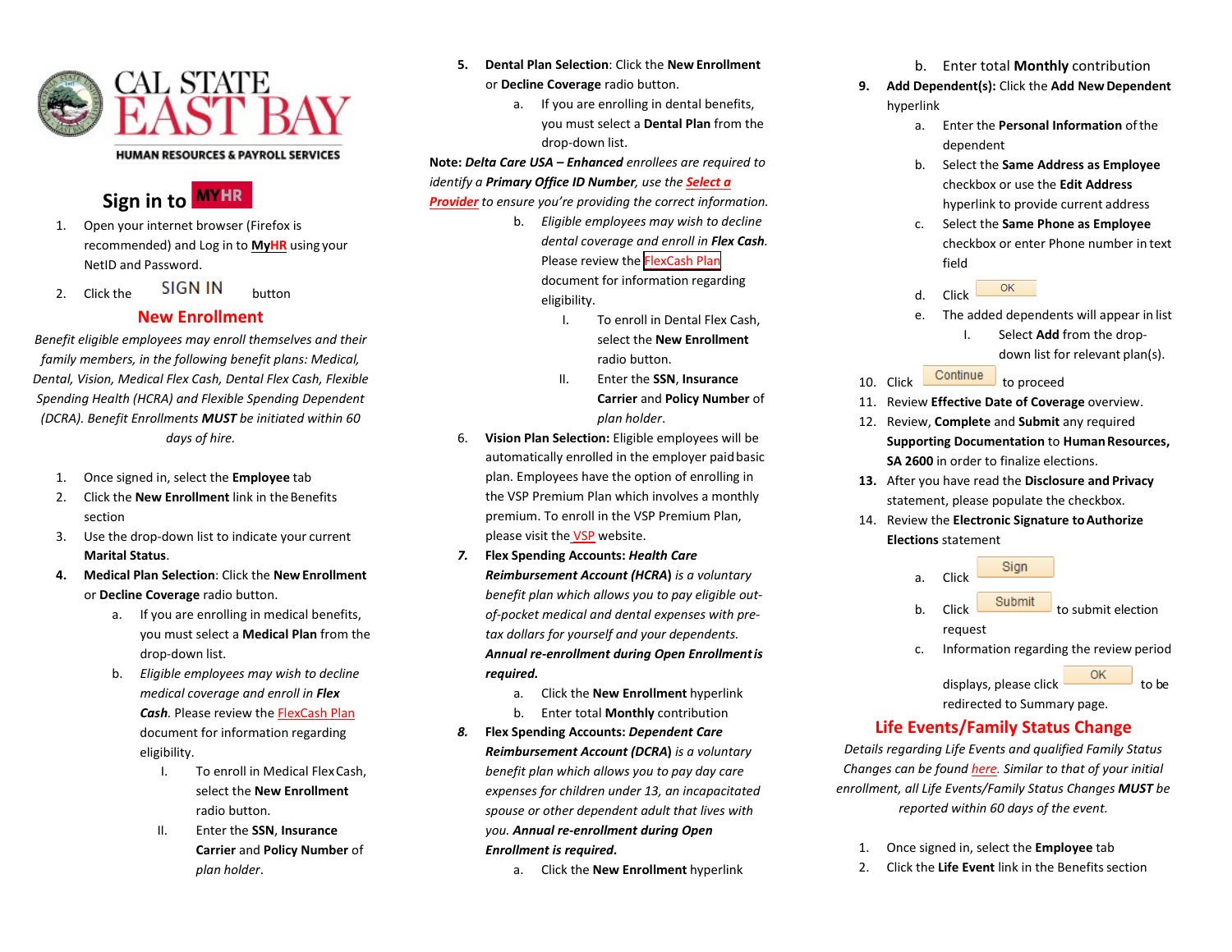CAL STATE EAST BAY

HUMAN RESOURCES & PAYROLL SERVICES

## Sign in to MYHR

1. Open your internet browser (Firefox is recommended) and Log in to **MyHR** using your NetID and Password.
2. Click the SIGN IN button

## New Enrollment

*Benefit eligible employees may enroll themselves and their family members, in the following benefit plans: Medical, Dental, Vision, Medical Flex Cash, Dental Flex Cash, Flexible Spending Health (HCRA) and Flexible Spending Dependent (DCRA). Benefit Enrollments **MUST** be initiated within 60 days of hire.*

1. Once signed in, select the **Employee** tab
2. Click the **New Enrollment** link in the Benefits section
3. Use the drop-down list to indicate your current **Marital Status**.
4. **Medical Plan Selection**: Click the **New Enrollment** or **Decline Coverage** radio button.
   a. If you are enrolling in medical benefits, you must select a **Medical Plan** from the drop-down list.
   b. *Eligible employees may wish to decline medical coverage and enroll in **Flex Cash***. Please review the FlexCash Plan document for information regarding eligibility.
      I. To enroll in Medical Flex Cash, select the **New Enrollment** radio button.
      II. Enter the **SSN**, **Insurance Carrier** and **Policy Number** of *plan holder*.
5. **Dental Plan Selection**: Click the **New Enrollment** or **Decline Coverage** radio button.
   a. If you are enrolling in dental benefits, you must select a **Dental Plan** from the drop-down list.

**Note:** ***Delta Care USA – Enhanced*** *enrollees are required to identify a **Primary Office ID Number**, use the **Select a Provider** to ensure you're providing the correct information.*

   b. *Eligible employees may wish to decline dental coverage and enroll in **Flex Cash***. Please review the FlexCash Plan document for information regarding eligibility.
      I. To enroll in Dental Flex Cash, select the **New Enrollment** radio button.
      II. Enter the **SSN**, **Insurance Carrier** and **Policy Number** of *plan holder*.
6. **Vision Plan Selection:** Eligible employees will be automatically enrolled in the employer paid basic plan. Employees have the option of enrolling in the VSP Premium Plan which involves a monthly premium. To enroll in the VSP Premium Plan, please visit the VSP website.
7. **Flex Spending Accounts: *Health Care Reimbursement Account (HCRA)*** *is a voluntary benefit plan which allows you to pay eligible out-of-pocket medical and dental expenses with pre-tax dollars for yourself and your dependents.* ***Annual re-enrollment during Open Enrollment is required.***
   a. Click the **New Enrollment** hyperlink
   b. Enter total **Monthly** contribution
8. **Flex Spending Accounts: *Dependent Care Reimbursement Account (DCRA)*** *is a voluntary benefit plan which allows you to pay day care expenses for children under 13, an incapacitated spouse or other dependent adult that lives with you.* ***Annual re-enrollment during Open Enrollment is required.***
   a. Click the **New Enrollment** hyperlink
   b. Enter total **Monthly** contribution
9. **Add Dependent(s):** Click the **Add New Dependent** hyperlink
   a. Enter the **Personal Information** of the dependent
   b. Select the **Same Address as Employee** checkbox or use the **Edit Address** hyperlink to provide current address
   c. Select the **Same Phone as Employee** checkbox or enter Phone number in text field
   d. Click OK
   e. The added dependents will appear in list
      I. Select **Add** from the drop-down list for relevant plan(s).
10. Click Continue to proceed
11. Review **Effective Date of Coverage** overview.
12. Review, **Complete** and **Submit** any required **Supporting Documentation** to **Human Resources, SA 2600** in order to finalize elections.
13. After you have read the **Disclosure and Privacy** statement, please populate the checkbox.
14. Review the **Electronic Signature to Authorize Elections** statement
    a. Click Sign
    b. Click Submit to submit election request
    c. Information regarding the review period displays, please click OK to be redirected to Summary page.

## Life Events/Family Status Change

*Details regarding Life Events and qualified Family Status Changes can be found here. Similar to that of your initial enrollment, all Life Events/Family Status Changes **MUST** be reported within 60 days of the event.*

1. Once signed in, select the **Employee** tab
2. Click the **Life Event** link in the Benefits section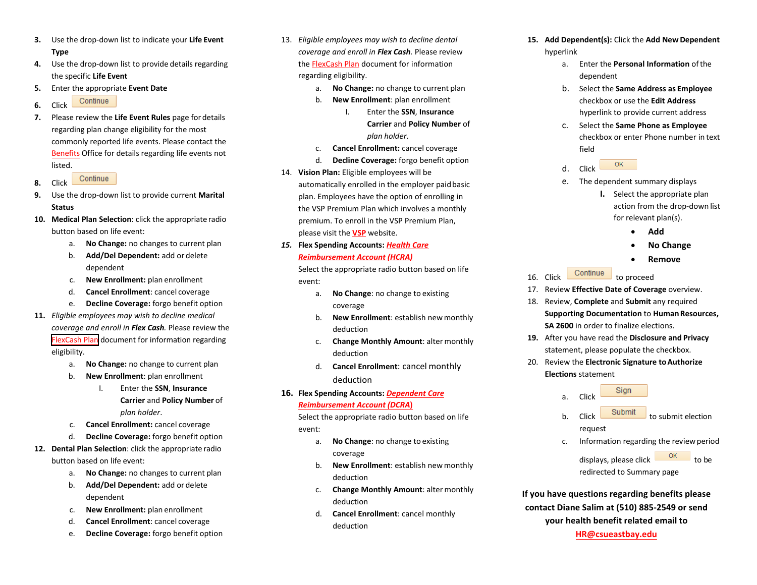3. Use the drop-down list to indicate your **Life Event Type**
4. Use the drop-down list to provide details regarding the specific **Life Event**
5. Enter the appropriate **Event Date**
6. Click Continue
7. Please review the **Life Event Rules** page for details regarding plan change eligibility for the most commonly reported life events. Please contact the Benefits Office for details regarding life events not listed.
8. Click Continue
9. Use the drop-down list to provide current **Marital Status**
10. **Medical Plan Selection**: click the appropriate radio button based on life event:
    a. **No Change:** no changes to current plan
    b. **Add/Del Dependent:** add or delete dependent
    c. **New Enrollment:** plan enrollment
    d. **Cancel Enrollment**: cancel coverage
    e. **Decline Coverage:** forgo benefit option
11. *Eligible employees may wish to decline medical coverage and enroll in **Flex Cash**.* Please review the FlexCash Plan document for information regarding eligibility.
    a. **No Change:** no change to current plan
    b. **New Enrollment**: plan enrollment
        I. Enter the **SSN**, **Insurance Carrier** and **Policy Number** of *plan holder*.
    c. **Cancel Enrollment:** cancel coverage
    d. **Decline Coverage:** forgo benefit option
12. **Dental Plan Selection**: click the appropriate radio button based on life event:
    a. **No Change:** no changes to current plan
    b. **Add/Del Dependent:** add or delete dependent
    c. **New Enrollment:** plan enrollment
    d. **Cancel Enrollment**: cancel coverage
    e. **Decline Coverage:** forgo benefit option
13. *Eligible employees may wish to decline dental coverage and enroll in **Flex Cash**.* Please review the FlexCash Plan document for information regarding eligibility.
    a. **No Change:** no change to current plan
    b. **New Enrollment**: plan enrollment
        I. Enter the **SSN**, **Insurance Carrier** and **Policy Number** of *plan holder*.
    c. **Cancel Enrollment:** cancel coverage
    d. **Decline Coverage:** forgo benefit option
14. **Vision Plan:** Eligible employees will be automatically enrolled in the employer paid basic plan. Employees have the option of enrolling in the VSP Premium Plan which involves a monthly premium. To enroll in the VSP Premium Plan, please visit the **VSP** website.
15. **Flex Spending Accounts: *Health Care Reimbursement Account (HCRA)***
    Select the appropriate radio button based on life event:
    a. **No Change**: no change to existing coverage
    b. **New Enrollment**: establish new monthly deduction
    c. **Change Monthly Amount**: alter monthly deduction
    d. **Cancel Enrollment**: cancel monthly deduction
16. **Flex Spending Accounts: *Dependent Care Reimbursement Account (DCRA)***
    Select the appropriate radio button based on life event:
    a. **No Change**: no change to existing coverage
    b. **New Enrollment**: establish new monthly deduction
    c. **Change Monthly Amount**: alter monthly deduction
    d. **Cancel Enrollment**: cancel monthly deduction
15. **Add Dependent(s):** Click the **Add New Dependent** hyperlink
    a. Enter the **Personal Information** of the dependent
    b. Select the **Same Address as Employee** checkbox or use the **Edit Address** hyperlink to provide current address
    c. Select the **Same Phone as Employee** checkbox or enter Phone number in text field
    d. Click OK
    e. The dependent summary displays
        I. Select the appropriate plan action from the drop-down list for relevant plan(s).
            - **Add**
            - **No Change**
            - **Remove**
16. Click Continue to proceed
17. Review **Effective Date of Coverage** overview.
18. Review, **Complete** and **Submit** any required **Supporting Documentation** to **Human Resources, SA 2600** in order to finalize elections.
19. After you have read the **Disclosure and Privacy** statement, please populate the checkbox.
20. Review the **Electronic Signature to Authorize Elections** statement
    a. Click Sign
    b. Click Submit to submit election request
    c. Information regarding the review period displays, please click OK to be redirected to Summary page

**If you have questions regarding benefits please contact Diane Salim at (510) 885-2549 or send your health benefit related email to HR@csueastbay.edu**